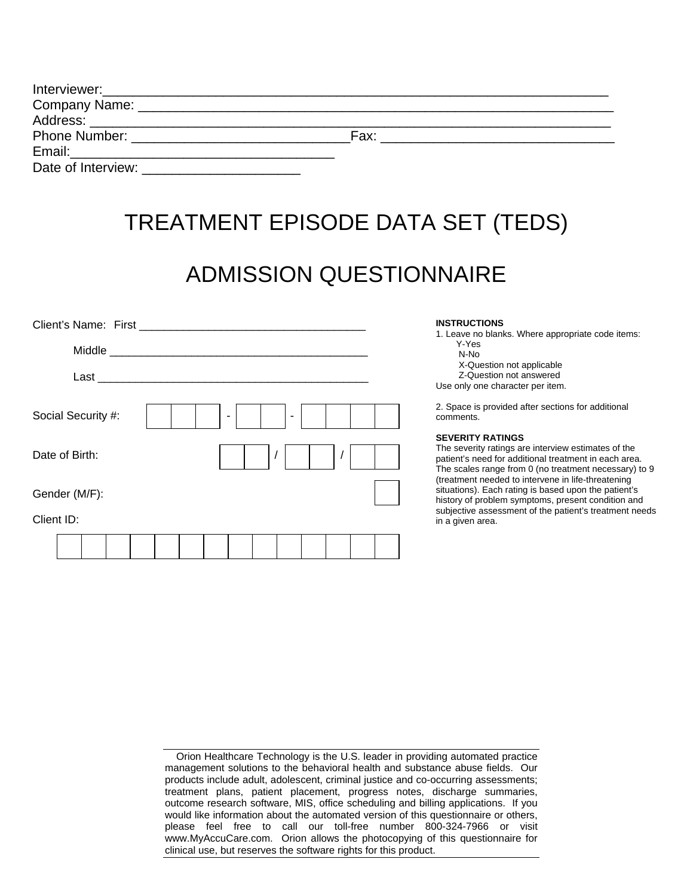Interviewer:_______________________________________________________________

Company Name: ____________________________________________________________

Address: _________________________________________________________________

Phone Number: ___________________________Fax: ______________________________

Email:____________________________________

Date of Interview: ____________________

# TREATMENT EPISODE DATA SET (TEDS)

# ADMISSION QUESTIONNAIRE

**INSTRUCTIONS**

1. Leave no blanks. Where appropriate code items:
   - Y-Yes
   - N-No
   - X-Question not applicable
   - Z-Question not answered

   Use only one character per item.

2. Space is provided after sections for additional comments.

**SEVERITY RATINGS**

The severity ratings are interview estimates of the patient's need for additional treatment in each area. The scales range from 0 (no treatment necessary) to 9 (treatment needed to intervene in life-threatening situations). Each rating is based upon the patient's history of problem symptoms, present condition and subjective assessment of the patient's treatment needs in a given area.

Client's Name: First ___________________________________

Middle ________________________________________

Last __________________________________________

Social Security #: [ ][ ][ ] - [ ][ ] - [ ][ ][ ][ ]

Date of Birth: [ ][ ] / [ ][ ] / [ ][ ]

Gender (M/F): [ ]

Client ID:

[ ][ ][ ][ ][ ][ ][ ][ ][ ][ ][ ][ ][ ][ ]

Orion Healthcare Technology is the U.S. leader in providing automated practice management solutions to the behavioral health and substance abuse fields. Our products include adult, adolescent, criminal justice and co-occurring assessments; treatment plans, patient placement, progress notes, discharge summaries, outcome research software, MIS, office scheduling and billing applications. If you would like information about the automated version of this questionnaire or others, please feel free to call our toll-free number 800-324-7966 or visit www.MyAccuCare.com. Orion allows the photocopying of this questionnaire for clinical use, but reserves the software rights for this product.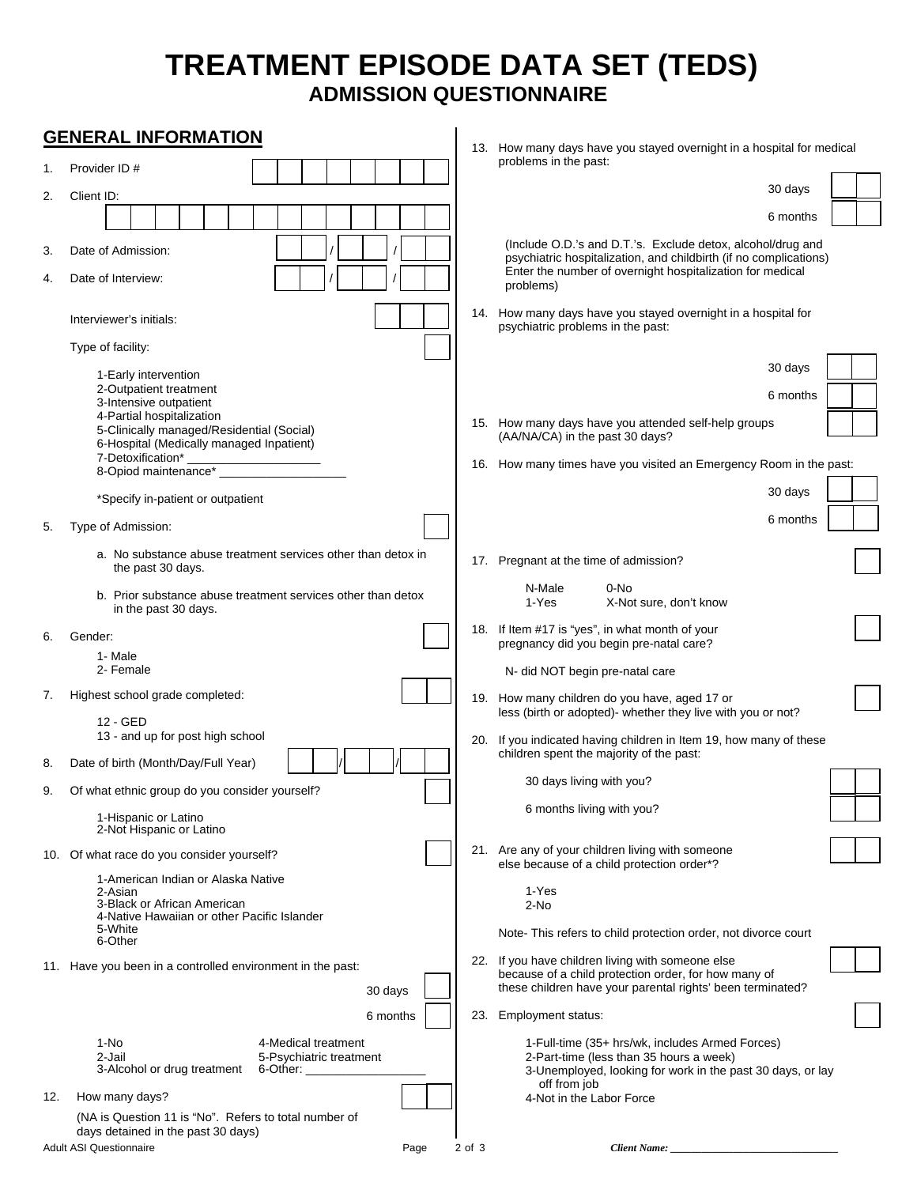# TREATMENT EPISODE DATA SET (TEDS)

## ADMISSION QUESTIONNAIRE

### GENERAL INFORMATION

1. Provider ID #

2. Client ID:

3. Date of Admission: ___ / ___ / ___

4. Date of Interview: ___ / ___ / ___

   Interviewer's initials:

   Type of facility:

   - 1-Early intervention
   - 2-Outpatient treatment
   - 3-Intensive outpatient
   - 4-Partial hospitalization
   - 5-Clinically managed/Residential (Social)
   - 6-Hospital (Medically managed Inpatient)
   - 7-Detoxification* ___________________
   - 8-Opiod maintenance* ___________________

   *Specify in-patient or outpatient

5. Type of Admission:

   a. No substance abuse treatment services other than detox in the past 30 days.

   b. Prior substance abuse treatment services other than detox in the past 30 days.

6. Gender:

   - 1- Male
   - 2- Female

7. Highest school grade completed:

   - 12 - GED
   - 13 - and up for post high school

8. Date of birth (Month/Day/Full Year) ___ / ___ / ___

9. Of what ethnic group do you consider yourself?

   - 1-Hispanic or Latino
   - 2-Not Hispanic or Latino

10. Of what race do you consider yourself?

    - 1-American Indian or Alaska Native
    - 2-Asian
    - 3-Black or African American
    - 4-Native Hawaiian or other Pacific Islander
    - 5-White
    - 6-Other

11. Have you been in a controlled environment in the past:

    30 days

    6 months

    - 1-No
    - 2-Jail
    - 3-Alcohol or drug treatment
    - 4-Medical treatment
    - 5-Psychiatric treatment
    - 6-Other: ___________________

12. How many days?

    (NA is Question 11 is "No". Refers to total number of days detained in the past 30 days)

13. How many days have you stayed overnight in a hospital for medical problems in the past:

    30 days

    6 months

    (Include O.D.'s and D.T.'s. Exclude detox, alcohol/drug and psychiatric hospitalization, and childbirth (if no complications) Enter the number of overnight hospitalization for medical problems)

14. How many days have you stayed overnight in a hospital for psychiatric problems in the past:

    30 days

    6 months

15. How many days have you attended self-help groups (AA/NA/CA) in the past 30 days?

16. How many times have you visited an Emergency Room in the past:

    30 days

    6 months

17. Pregnant at the time of admission?

    - N-Male
    - 1-Yes
    - 0-No
    - X-Not sure, don't know

18. If Item #17 is "yes", in what month of your pregnancy did you begin pre-natal care?

    N- did NOT begin pre-natal care

19. How many children do you have, aged 17 or less (birth or adopted)- whether they live with you or not?

20. If you indicated having children in Item 19, how many of these children spent the majority of the past:

    30 days living with you?

    6 months living with you?

21. Are any of your children living with someone else because of a child protection order*?

    - 1-Yes
    - 2-No

    Note- This refers to child protection order, not divorce court

22. If you have children living with someone else because of a child protection order, for how many of these children have your parental rights' been terminated?

23. Employment status:

    - 1-Full-time (35+ hrs/wk, includes Armed Forces)
    - 2-Part-time (less than 35 hours a week)
    - 3-Unemployed, looking for work in the past 30 days, or lay off from job
    - 4-Not in the Labor Force

Adult ASI Questionnaire

*Client Name:* ____________________________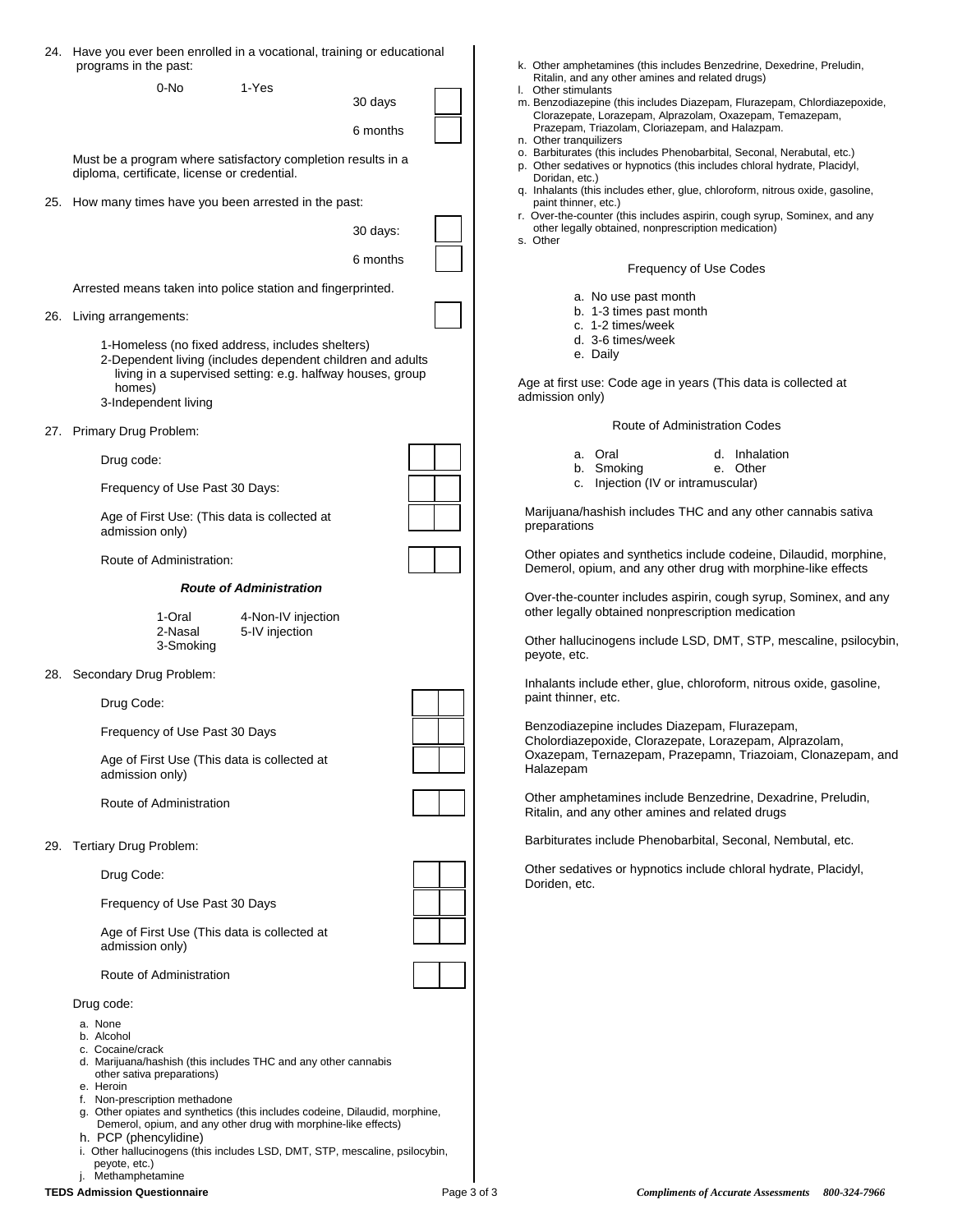24. Have you ever been enrolled in a vocational, training or educational programs in the past:

    0-No    1-Yes

    30 days

    6 months

    Must be a program where satisfactory completion results in a diploma, certificate, license or credential.

25. How many times have you been arrested in the past:

    30 days:

    6 months

    Arrested means taken into police station and fingerprinted.

26. Living arrangements:

    1-Homeless (no fixed address, includes shelters)
    2-Dependent living (includes dependent children and adults living in a supervised setting: e.g. halfway houses, group homes)
    3-Independent living

27. Primary Drug Problem:

    Drug code:

    Frequency of Use Past 30 Days:

    Age of First Use: (This data is collected at admission only)

    Route of Administration:

    ***Route of Administration***

    1-Oral    4-Non-IV injection
    2-Nasal    5-IV injection
    3-Smoking

28. Secondary Drug Problem:

    Drug Code:

    Frequency of Use Past 30 Days

    Age of First Use (This data is collected at admission only)

    Route of Administration

29. Tertiary Drug Problem:

    Drug Code:

    Frequency of Use Past 30 Days

    Age of First Use (This data is collected at admission only)

    Route of Administration

Drug code:

a. None
b. Alcohol
c. Cocaine/crack
d. Marijuana/hashish (this includes THC and any other cannabis other sativa preparations)
e. Heroin
f. Non-prescription methadone
g. Other opiates and synthetics (this includes codeine, Dilaudid, morphine, Demerol, opium, and any other drug with morphine-like effects)
h. PCP (phencylidine)
i. Other hallucinogens (this includes LSD, DMT, STP, mescaline, psilocybin, peyote, etc.)
j. Methamphetamine
k. Other amphetamines (this includes Benzedrine, Dexedrine, Preludin, Ritalin, and any other amines and related drugs)
l. Other stimulants
m. Benzodiazepine (this includes Diazepam, Flurazepam, Chlordiazepoxide, Clorazepate, Lorazepam, Alprazolam, Oxazepam, Temazepam, Prazepam, Triazolam, Cloriazepam, and Halazpam.
n. Other tranquilizers
o. Barbiturates (this includes Phenobarbital, Seconal, Nerabutal, etc.)
p. Other sedatives or hypnotics (this includes chloral hydrate, Placidyl, Doridan, etc.)
q. Inhalants (this includes ether, glue, chloroform, nitrous oxide, gasoline, paint thinner, etc.)
r. Over-the-counter (this includes aspirin, cough syrup, Sominex, and any other legally obtained, nonprescription medication)
s. Other

Frequency of Use Codes

a. No use past month
b. 1-3 times past month
c. 1-2 times/week
d. 3-6 times/week
e. Daily

Age at first use: Code age in years (This data is collected at admission only)

Route of Administration Codes

a. Oral    d. Inhalation
b. Smoking    e. Other
c. Injection (IV or intramuscular)

Marijuana/hashish includes THC and any other cannabis sativa preparations

Other opiates and synthetics include codeine, Dilaudid, morphine, Demerol, opium, and any other drug with morphine-like effects

Over-the-counter includes aspirin, cough syrup, Sominex, and any other legally obtained nonprescription medication

Other hallucinogens include LSD, DMT, STP, mescaline, psilocybin, peyote, etc.

Inhalants include ether, glue, chloroform, nitrous oxide, gasoline, paint thinner, etc.

Benzodiazepine includes Diazepam, Flurazepam, Cholordiazepoxide, Clorazepate, Lorazepam, Alprazolam, Oxazepam, Ternazepam, Prazepamn, Triazoiam, Clonazepam, and Halazepam

Other amphetamines include Benzedrine, Dexadrine, Preludin, Ritalin, and any other amines and related drugs

Barbiturates include Phenobarbital, Seconal, Nembutal, etc.

Other sedatives or hypnotics include chloral hydrate, Placidyl, Doriden, etc.